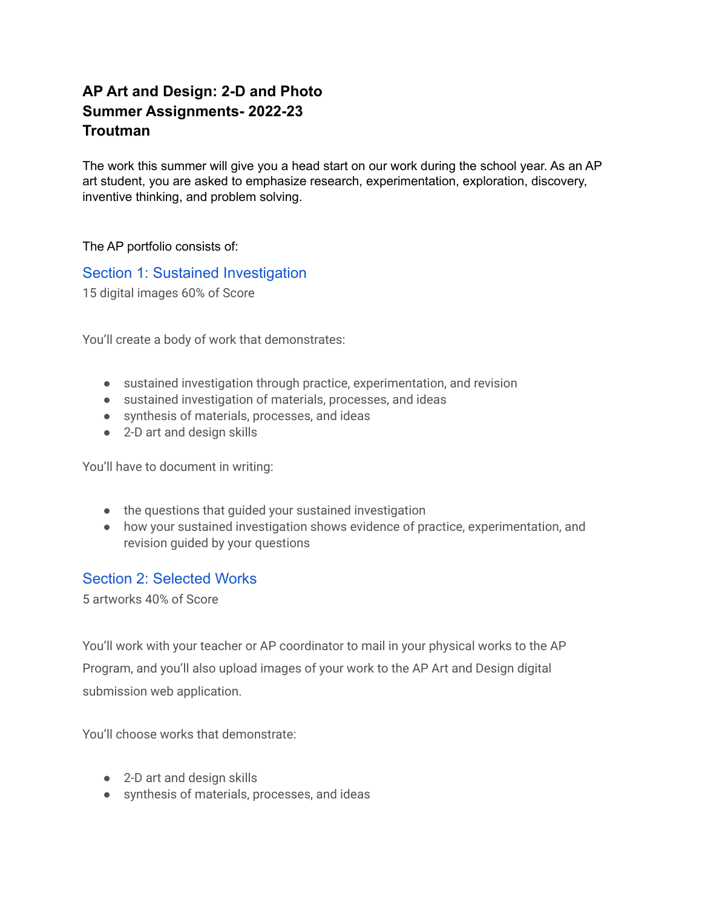# AP Art and Design: 2-D and Photo
# Summer Assignments- 2022-23
# Troutman

The work this summer will give you a head start on our work during the school year. As an AP art student, you are asked to emphasize research, experimentation, exploration, discovery, inventive thinking, and problem solving.

The AP portfolio consists of:

## Section 1: Sustained Investigation

15 digital images 60% of Score

You'll create a body of work that demonstrates:

- sustained investigation through practice, experimentation, and revision
- sustained investigation of materials, processes, and ideas
- synthesis of materials, processes, and ideas
- 2-D art and design skills

You'll have to document in writing:

- the questions that guided your sustained investigation
- how your sustained investigation shows evidence of practice, experimentation, and revision guided by your questions

## Section 2: Selected Works

5 artworks 40% of Score

You'll work with your teacher or AP coordinator to mail in your physical works to the AP Program, and you'll also upload images of your work to the AP Art and Design digital submission web application.

You'll choose works that demonstrate:

- 2-D art and design skills
- synthesis of materials, processes, and ideas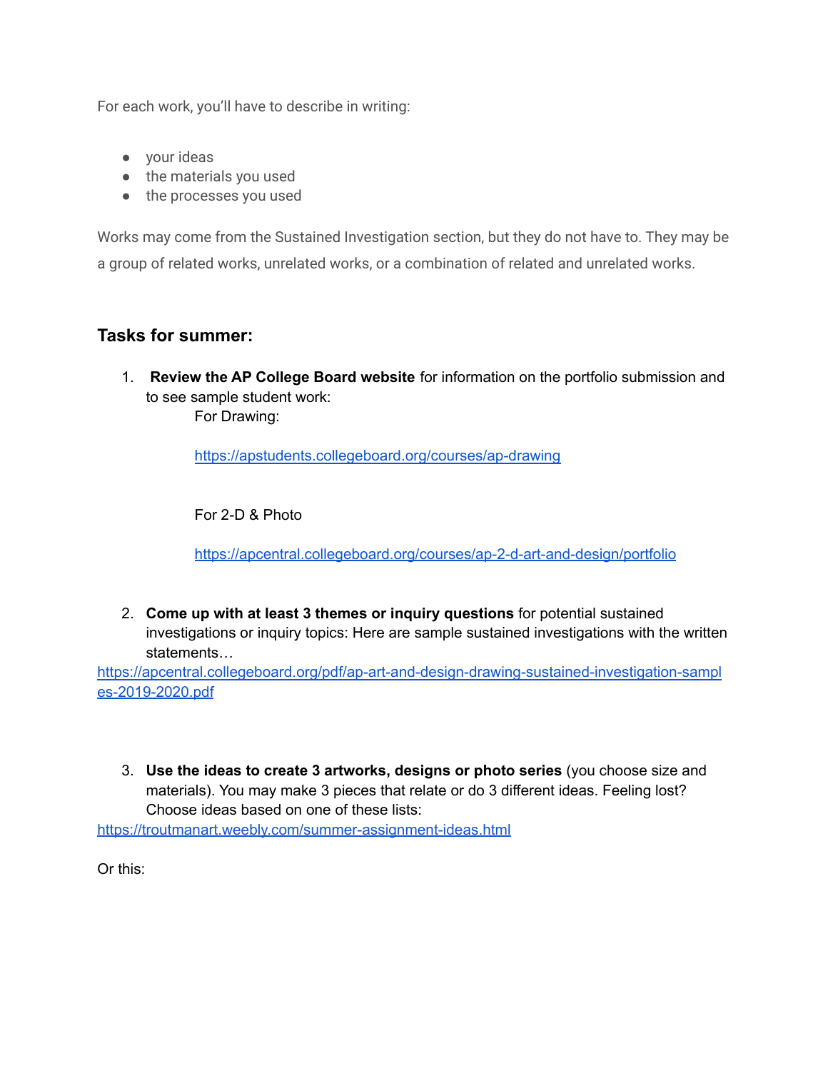For each work, you'll have to describe in writing:

- your ideas
- the materials you used
- the processes you used

Works may come from the Sustained Investigation section, but they do not have to. They may be a group of related works, unrelated works, or a combination of related and unrelated works.

## Tasks for summer:

1. **Review the AP College Board website** for information on the portfolio submission and to see sample student work:

   For Drawing:

   [https://apstudents.collegeboard.org/courses/ap-drawing](https://apstudents.collegeboard.org/courses/ap-drawing)

   For 2-D & Photo

   [https://apcentral.collegeboard.org/courses/ap-2-d-art-and-design/portfolio](https://apcentral.collegeboard.org/courses/ap-2-d-art-and-design/portfolio)

2. **Come up with at least 3 themes or inquiry questions** for potential sustained investigations or inquiry topics: Here are sample sustained investigations with the written statements…

[https://apcentral.collegeboard.org/pdf/ap-art-and-design-drawing-sustained-investigation-samples-2019-2020.pdf](https://apcentral.collegeboard.org/pdf/ap-art-and-design-drawing-sustained-investigation-samples-2019-2020.pdf)

3. **Use the ideas to create 3 artworks, designs or photo series** (you choose size and materials). You may make 3 pieces that relate or do 3 different ideas. Feeling lost? Choose ideas based on one of these lists:

[https://troutmanart.weebly.com/summer-assignment-ideas.html](https://troutmanart.weebly.com/summer-assignment-ideas.html)

Or this: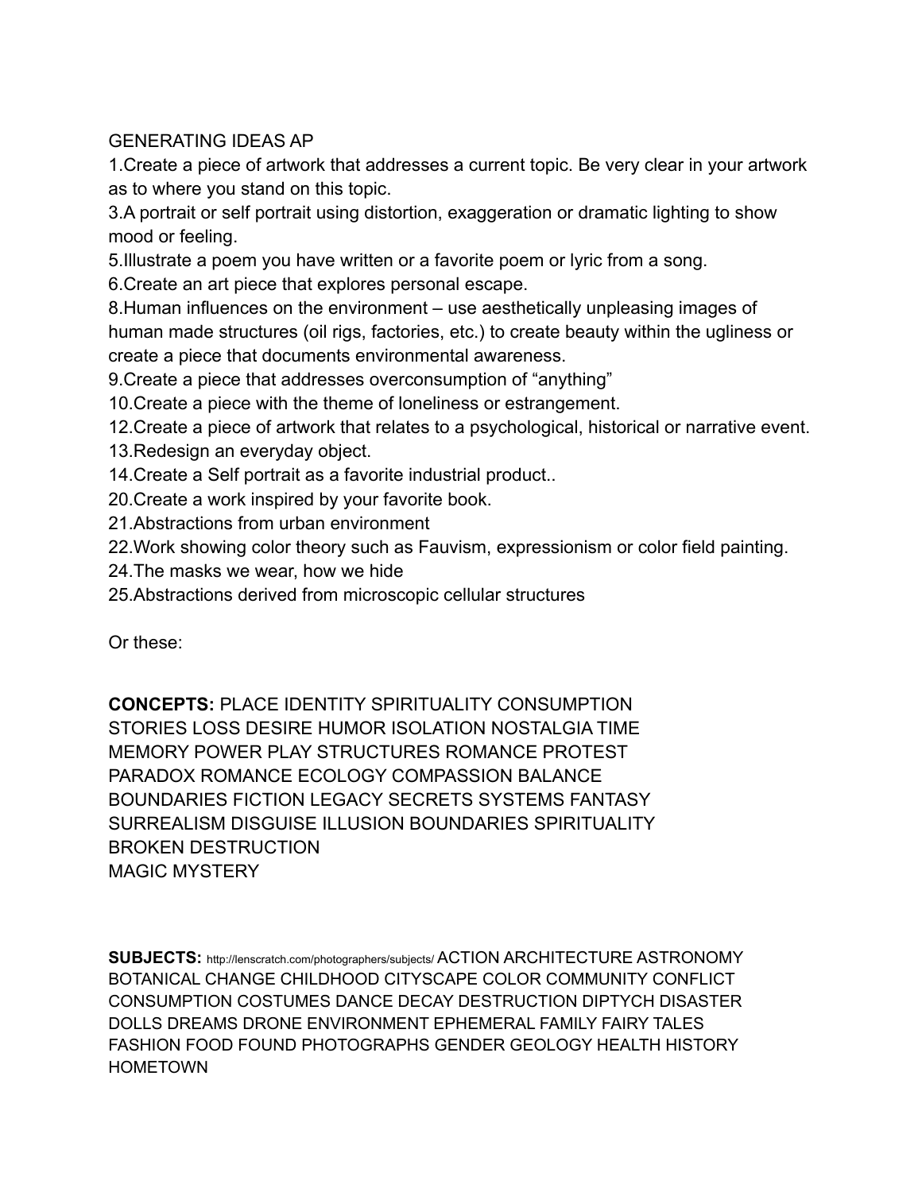GENERATING IDEAS AP

1.Create a piece of artwork that addresses a current topic. Be very clear in your artwork as to where you stand on this topic.
3.A portrait or self portrait using distortion, exaggeration or dramatic lighting to show mood or feeling.
5.Illustrate a poem you have written or a favorite poem or lyric from a song.
6.Create an art piece that explores personal escape.
8.Human influences on the environment – use aesthetically unpleasing images of human made structures (oil rigs, factories, etc.) to create beauty within the ugliness or create a piece that documents environmental awareness.
9.Create a piece that addresses overconsumption of "anything"
10.Create a piece with the theme of loneliness or estrangement.
12.Create a piece of artwork that relates to a psychological, historical or narrative event.
13.Redesign an everyday object.
14.Create a Self portrait as a favorite industrial product..
20.Create a work inspired by your favorite book.
21.Abstractions from urban environment
22.Work showing color theory such as Fauvism, expressionism or color field painting.
24.The masks we wear, how we hide
25.Abstractions derived from microscopic cellular structures

Or these:

**CONCEPTS:** PLACE IDENTITY SPIRITUALITY CONSUMPTION STORIES LOSS DESIRE HUMOR ISOLATION NOSTALGIA TIME MEMORY POWER PLAY STRUCTURES ROMANCE PROTEST PARADOX ROMANCE ECOLOGY COMPASSION BALANCE BOUNDARIES FICTION LEGACY SECRETS SYSTEMS FANTASY SURREALISM DISGUISE ILLUSION BOUNDARIES SPIRITUALITY BROKEN DESTRUCTION
MAGIC MYSTERY

**SUBJECTS:** http://lenscratch.com/photographers/subjects/ ACTION ARCHITECTURE ASTRONOMY BOTANICAL CHANGE CHILDHOOD CITYSCAPE COLOR COMMUNITY CONFLICT CONSUMPTION COSTUMES DANCE DECAY DESTRUCTION DIPTYCH DISASTER DOLLS DREAMS DRONE ENVIRONMENT EPHEMERAL FAMILY FAIRY TALES FASHION FOOD FOUND PHOTOGRAPHS GENDER GEOLOGY HEALTH HISTORY HOMETOWN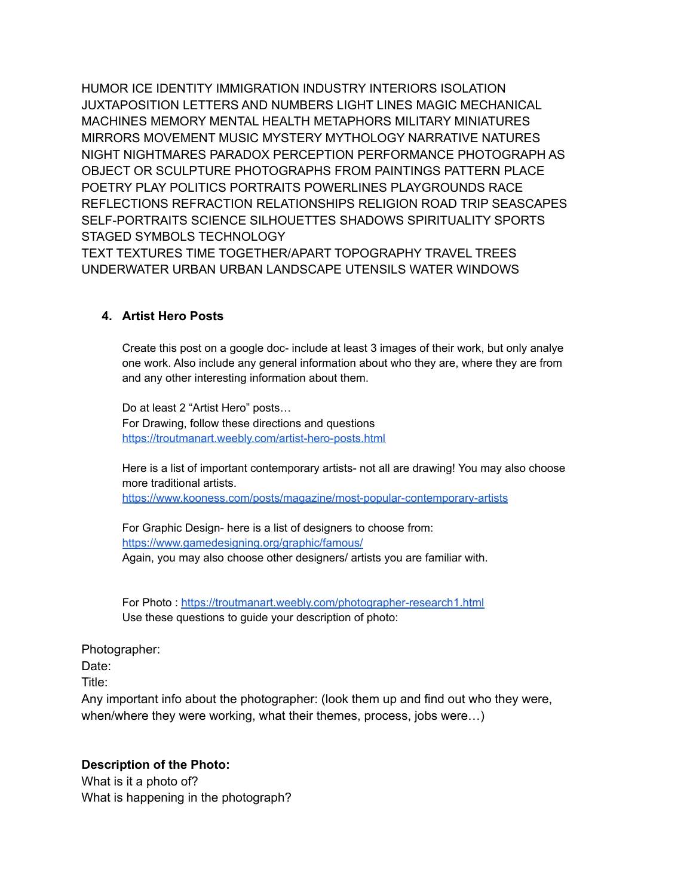HUMOR ICE IDENTITY IMMIGRATION INDUSTRY INTERIORS ISOLATION JUXTAPOSITION LETTERS AND NUMBERS LIGHT LINES MAGIC MECHANICAL MACHINES MEMORY MENTAL HEALTH METAPHORS MILITARY MINIATURES MIRRORS MOVEMENT MUSIC MYSTERY MYTHOLOGY NARRATIVE NATURES NIGHT NIGHTMARES PARADOX PERCEPTION PERFORMANCE PHOTOGRAPH AS OBJECT OR SCULPTURE PHOTOGRAPHS FROM PAINTINGS PATTERN PLACE POETRY PLAY POLITICS PORTRAITS POWERLINES PLAYGROUNDS RACE REFLECTIONS REFRACTION RELATIONSHIPS RELIGION ROAD TRIP SEASCAPES SELF-PORTRAITS SCIENCE SILHOUETTES SHADOWS SPIRITUALITY SPORTS STAGED SYMBOLS TECHNOLOGY
TEXT TEXTURES TIME TOGETHER/APART TOPOGRAPHY TRAVEL TREES UNDERWATER URBAN URBAN LANDSCAPE UTENSILS WATER WINDOWS

4. **Artist Hero Posts**

   Create this post on a google doc- include at least 3 images of their work, but only analye one work. Also include any general information about who they are, where they are from and any other interesting information about them.

   Do at least 2 "Artist Hero" posts…
   For Drawing, follow these directions and questions
   https://troutmanart.weebly.com/artist-hero-posts.html

   Here is a list of important contemporary artists- not all are drawing! You may also choose more traditional artists.
   https://www.kooness.com/posts/magazine/most-popular-contemporary-artists

   For Graphic Design- here is a list of designers to choose from:
   https://www.gamedesigning.org/graphic/famous/
   Again, you may also choose other designers/ artists you are familiar with.

   For Photo : https://troutmanart.weebly.com/photographer-research1.html
   Use these questions to guide your description of photo:

Photographer:
Date:
Title:
Any important info about the photographer: (look them up and find out who they were, when/where they were working, what their themes, process, jobs were…)

**Description of the Photo:**
What is it a photo of?
What is happening in the photograph?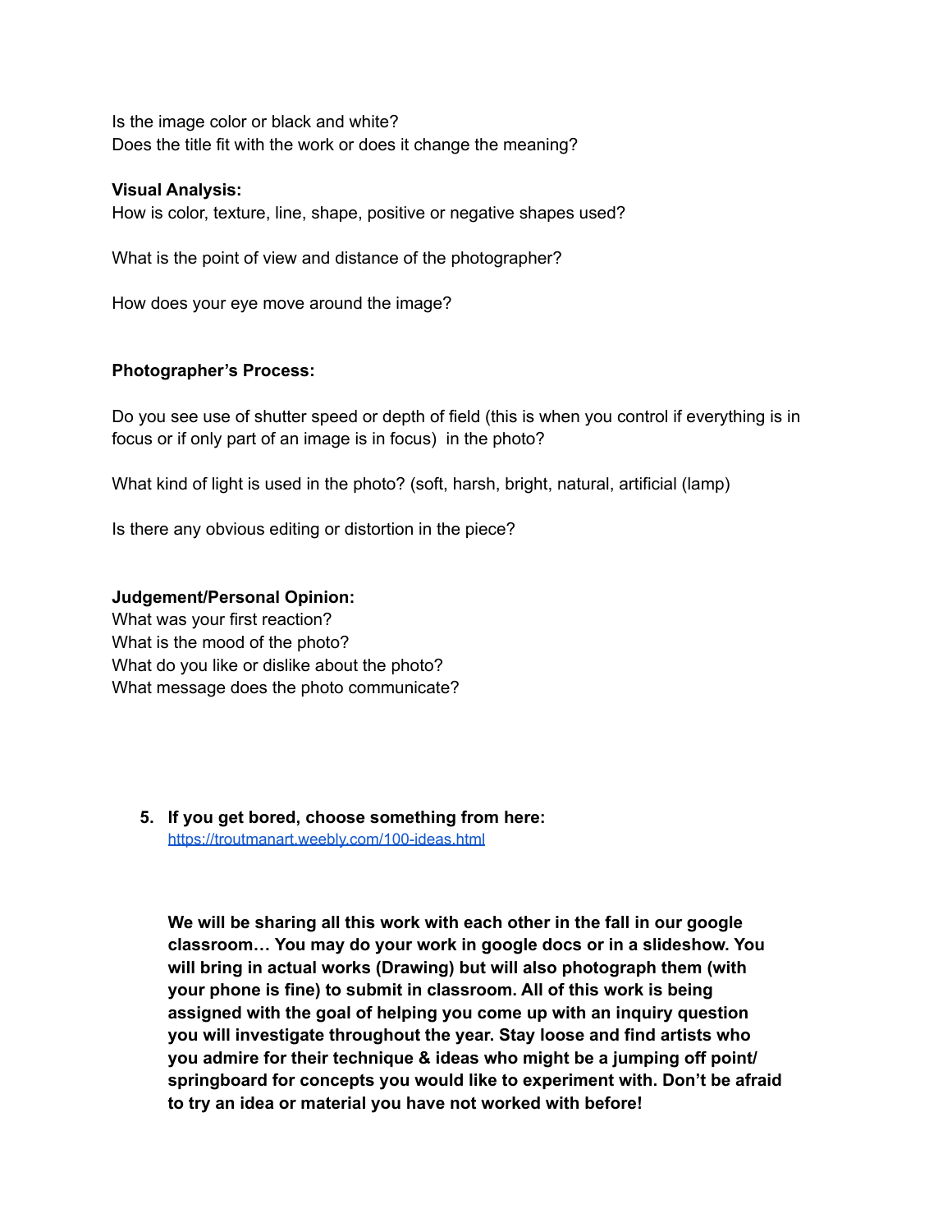Is the image color or black and white?
Does the title fit with the work or does it change the meaning?

**Visual Analysis:**
How is color, texture, line, shape, positive or negative shapes used?

What is the point of view and distance of the photographer?

How does your eye move around the image?

**Photographer's Process:**

Do you see use of shutter speed or depth of field (this is when you control if everything is in focus or if only part of an image is in focus) in the photo?

What kind of light is used in the photo? (soft, harsh, bright, natural, artificial (lamp)

Is there any obvious editing or distortion in the piece?

**Judgement/Personal Opinion:**
What was your first reaction?
What is the mood of the photo?
What do you like or dislike about the photo?
What message does the photo communicate?

5. **If you get bored, choose something from here:**
   [https://troutmanart.weebly.com/100-ideas.html](https://troutmanart.weebly.com/100-ideas.html)

   **We will be sharing all this work with each other in the fall in our google classroom… You may do your work in google docs or in a slideshow. You will bring in actual works (Drawing) but will also photograph them (with your phone is fine) to submit in classroom. All of this work is being assigned with the goal of helping you come up with an inquiry question you will investigate throughout the year. Stay loose and find artists who you admire for their technique & ideas who might be a jumping off point/ springboard for concepts you would like to experiment with. Don't be afraid to try an idea or material you have not worked with before!**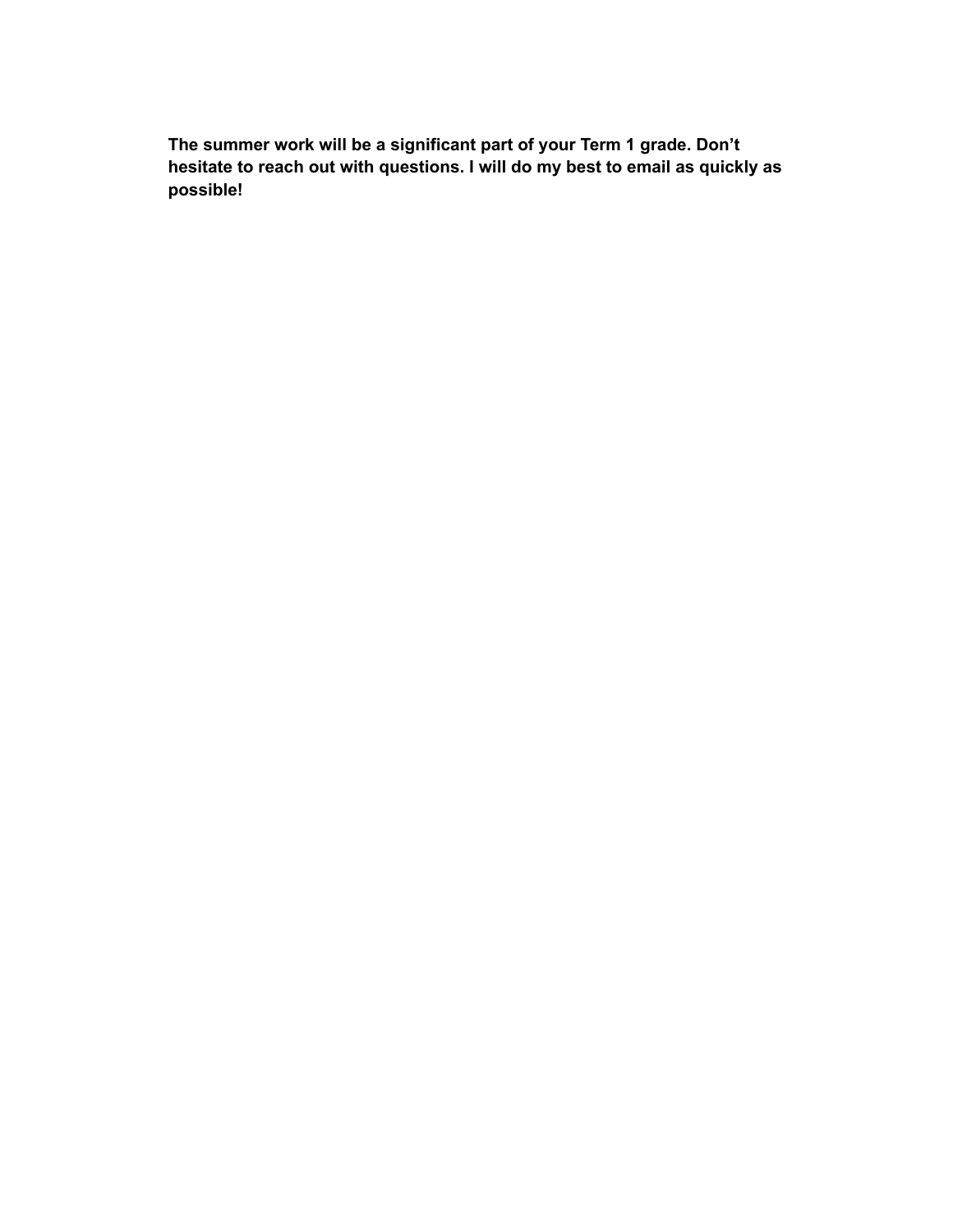**The summer work will be a significant part of your Term 1 grade. Don't hesitate to reach out with questions. I will do my best to email as quickly as possible!**